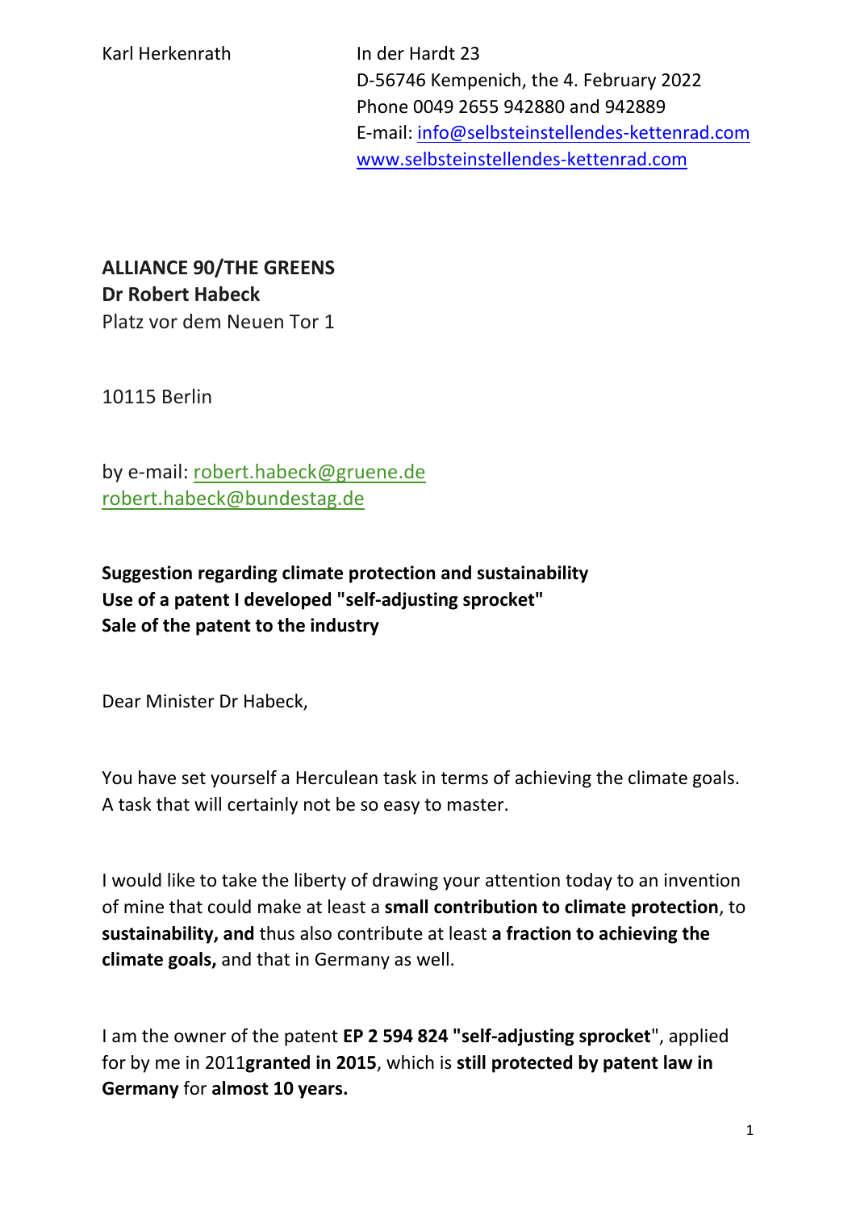Karl Herkenrath

In der Hardt 23
D-56746 Kempenich, the 4. February 2022
Phone 0049 2655 942880 and 942889
E-mail: info@selbsteinstellendes-kettenrad.com
www.selbsteinstellendes-kettenrad.com

**ALLIANCE 90/THE GREENS**
**Dr Robert Habeck**
Platz vor dem Neuen Tor 1

10115 Berlin

by e-mail: robert.habeck@gruene.de
robert.habeck@bundestag.de

**Suggestion regarding climate protection and sustainability**
**Use of a patent I developed "self-adjusting sprocket"**
**Sale of the patent to the industry**

Dear Minister Dr Habeck,

You have set yourself a Herculean task in terms of achieving the climate goals. A task that will certainly not be so easy to master.

I would like to take the liberty of drawing your attention today to an invention of mine that could make at least a **small contribution to climate protection**, to **sustainability, and** thus also contribute at least **a fraction to achieving the climate goals,** and that in Germany as well.

I am the owner of the patent **EP 2 594 824 "self-adjusting sprocket"**, applied for by me in 2011**granted in 2015**, which is **still protected by patent law in Germany** for **almost 10 years.**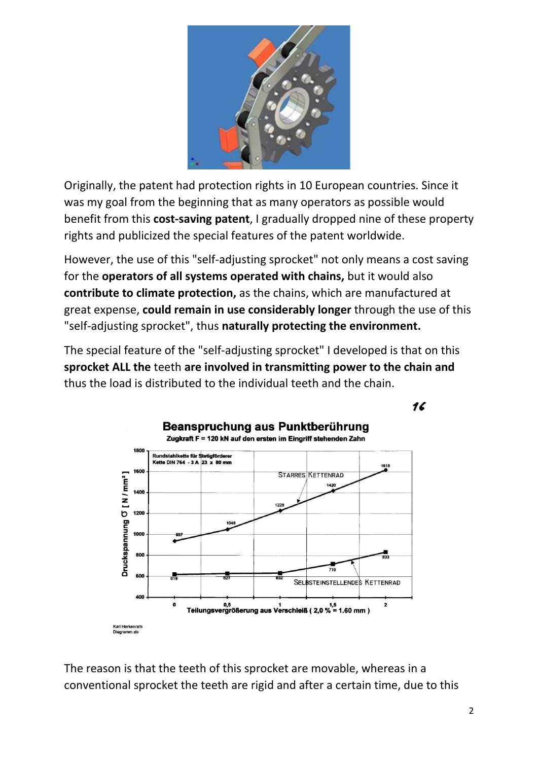Originally, the patent had protection rights in 10 European countries. Since it was my goal from the beginning that as many operators as possible would benefit from this **cost-saving patent**, I gradually dropped nine of these property rights and publicized the special features of the patent worldwide.

However, the use of this "self-adjusting sprocket" not only means a cost saving for the **operators of all systems operated with chains,** but it would also **contribute to climate protection,** as the chains, which are manufactured at great expense, **could remain in use considerably longer** through the use of this "self-adjusting sprocket", thus **naturally protecting the environment.**

The special feature of the "self-adjusting sprocket" I developed is that on this **sprocket ALL the** teeth **are involved in transmitting power to the chain and** thus the load is distributed to the individual teeth and the chain.

**Beanspruchung aus Punktberührung**

Zugkraft F = 120 kN auf den ersten im Eingriff stehenden Zahn

Rundstahlkette für Stetigförderer
Kette DIN 764 - 3 A 23 x 80 mm

| Teilungsvergrößerung aus Verschleiß ( 2,0 % = 1.60 mm ) | 0 | 0,5 | 1 | 1,5 | 2 |
|---|---|---|---|---|---|
| Starres Kettenrad – Druckspannung σ [ N / mm² ] | 937 | 1048 | 1228 | 1420 | 1618 |
| Selbsteinstellendes Kettenrad – Druckspannung σ [ N / mm² ] | 619 | 627 | 632 | 719 | 833 |

Karl Herkenrath
Diagramm.xls

The reason is that the teeth of this sprocket are movable, whereas in a conventional sprocket the teeth are rigid and after a certain time, due to this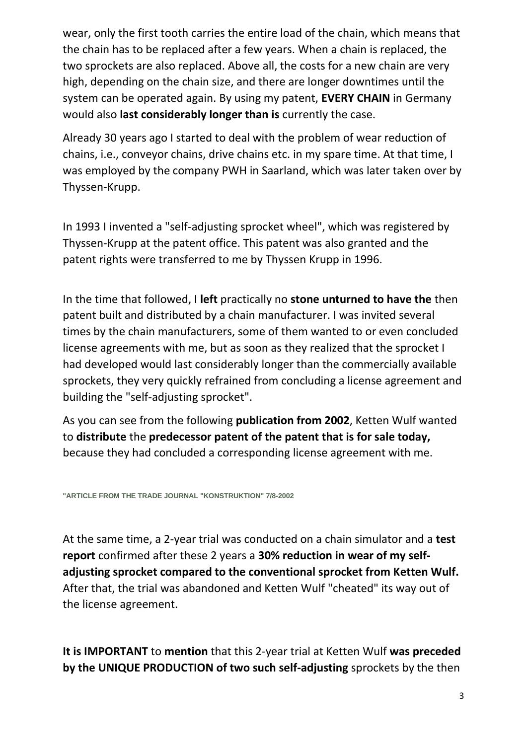wear, only the first tooth carries the entire load of the chain, which means that the chain has to be replaced after a few years. When a chain is replaced, the two sprockets are also replaced. Above all, the costs for a new chain are very high, depending on the chain size, and there are longer downtimes until the system can be operated again. By using my patent, **EVERY CHAIN** in Germany would also **last considerably longer than is** currently the case.

Already 30 years ago I started to deal with the problem of wear reduction of chains, i.e., conveyor chains, drive chains etc. in my spare time. At that time, I was employed by the company PWH in Saarland, which was later taken over by Thyssen-Krupp.

In 1993 I invented a "self-adjusting sprocket wheel", which was registered by Thyssen-Krupp at the patent office. This patent was also granted and the patent rights were transferred to me by Thyssen Krupp in 1996.

In the time that followed, I **left** practically no **stone unturned to have the** then patent built and distributed by a chain manufacturer. I was invited several times by the chain manufacturers, some of them wanted to or even concluded license agreements with me, but as soon as they realized that the sprocket I had developed would last considerably longer than the commercially available sprockets, they very quickly refrained from concluding a license agreement and building the "self-adjusting sprocket".

As you can see from the following **publication from 2002**, Ketten Wulf wanted to **distribute** the **predecessor patent of the patent that is for sale today,** because they had concluded a corresponding license agreement with me.

**"ARTICLE FROM THE TRADE JOURNAL "KONSTRUKTION" 7/8-2002**

At the same time, a 2-year trial was conducted on a chain simulator and a **test report** confirmed after these 2 years a **30% reduction in wear of my self-adjusting sprocket compared to the conventional sprocket from Ketten Wulf.** After that, the trial was abandoned and Ketten Wulf "cheated" its way out of the license agreement.

**It is IMPORTANT** to **mention** that this 2-year trial at Ketten Wulf **was preceded by the UNIQUE PRODUCTION of two such self-adjusting** sprockets by the then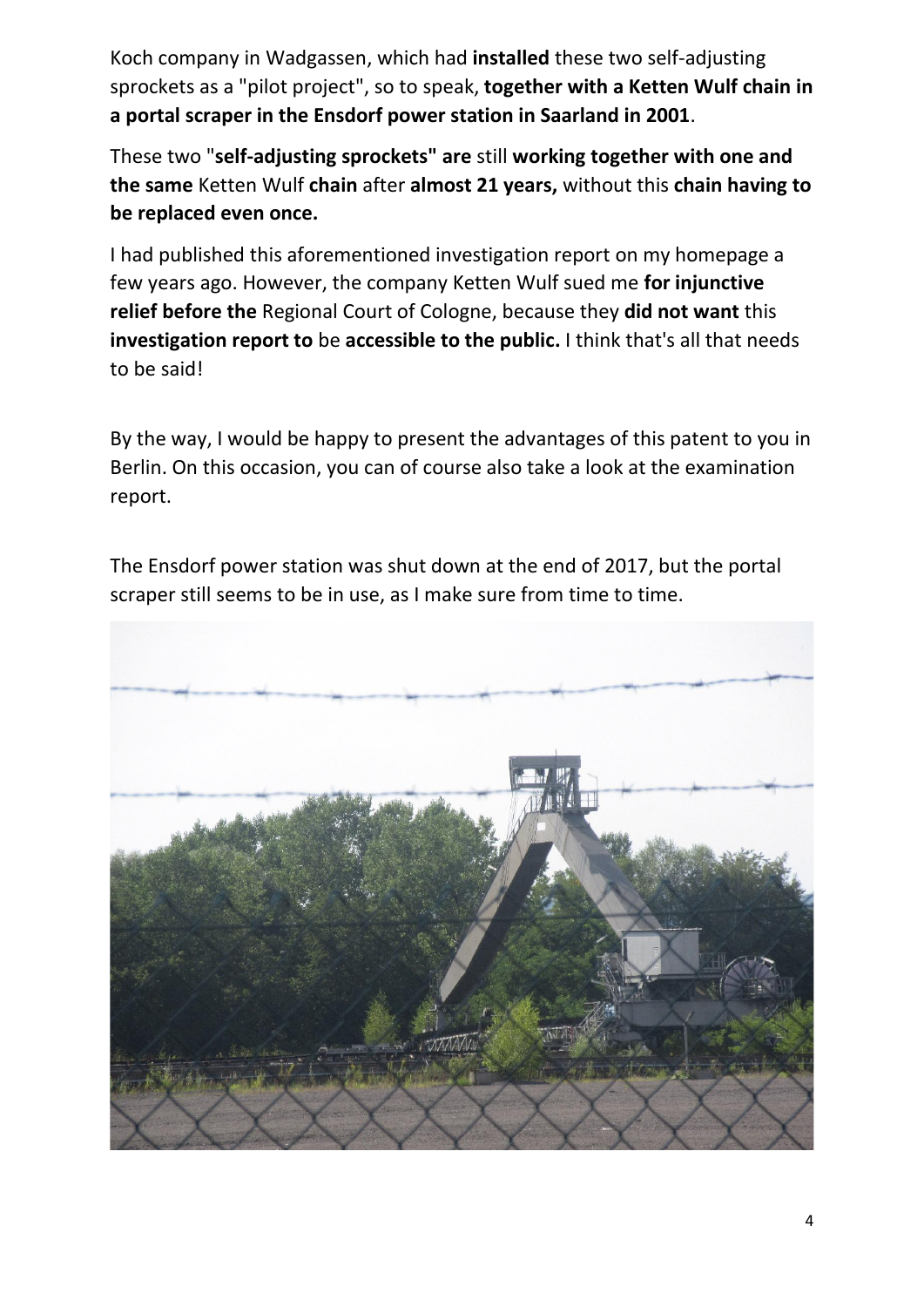Koch company in Wadgassen, which had **installed** these two self-adjusting sprockets as a "pilot project", so to speak, **together with a Ketten Wulf chain in a portal scraper in the Ensdorf power station in Saarland in 2001**.

These two "**self-adjusting sprockets" are** still **working together with one and the same** Ketten Wulf **chain** after **almost 21 years,** without this **chain having to be replaced even once.**

I had published this aforementioned investigation report on my homepage a few years ago. However, the company Ketten Wulf sued me **for injunctive relief before the** Regional Court of Cologne, because they **did not want** this **investigation report to** be **accessible to the public.** I think that's all that needs to be said!

By the way, I would be happy to present the advantages of this patent to you in Berlin. On this occasion, you can of course also take a look at the examination report.

The Ensdorf power station was shut down at the end of 2017, but the portal scraper still seems to be in use, as I make sure from time to time.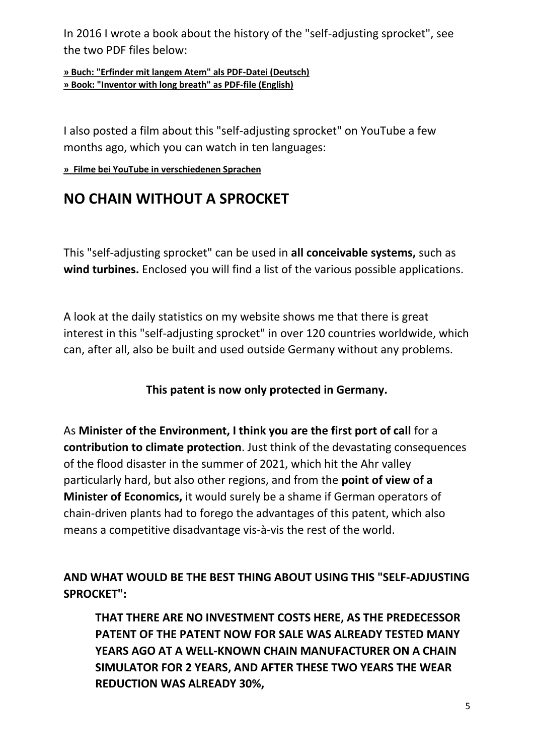In 2016 I wrote a book about the history of the "self-adjusting sprocket", see the two PDF files below:

**» Buch: "Erfinder mit langem Atem" als PDF-Datei (Deutsch)**
**» Book: "Inventor with long breath" as PDF-file (English)**

I also posted a film about this "self-adjusting sprocket" on YouTube a few months ago, which you can watch in ten languages:

**» Filme bei YouTube in verschiedenen Sprachen**

## NO CHAIN WITHOUT A SPROCKET

This "self-adjusting sprocket" can be used in **all conceivable systems,** such as **wind turbines.** Enclosed you will find a list of the various possible applications.

A look at the daily statistics on my website shows me that there is great interest in this "self-adjusting sprocket" in over 120 countries worldwide, which can, after all, also be built and used outside Germany without any problems.

**This patent is now only protected in Germany.**

As **Minister of the Environment, I think you are the first port of call** for a **contribution to climate protection**. Just think of the devastating consequences of the flood disaster in the summer of 2021, which hit the Ahr valley particularly hard, but also other regions, and from the **point of view of a Minister of Economics,** it would surely be a shame if German operators of chain-driven plants had to forego the advantages of this patent, which also means a competitive disadvantage vis-à-vis the rest of the world.

**AND WHAT WOULD BE THE BEST THING ABOUT USING THIS "SELF-ADJUSTING SPROCKET":**

> **THAT THERE ARE NO INVESTMENT COSTS HERE, AS THE PREDECESSOR PATENT OF THE PATENT NOW FOR SALE WAS ALREADY TESTED MANY YEARS AGO AT A WELL-KNOWN CHAIN MANUFACTURER ON A CHAIN SIMULATOR FOR 2 YEARS, AND AFTER THESE TWO YEARS THE WEAR REDUCTION WAS ALREADY 30%,**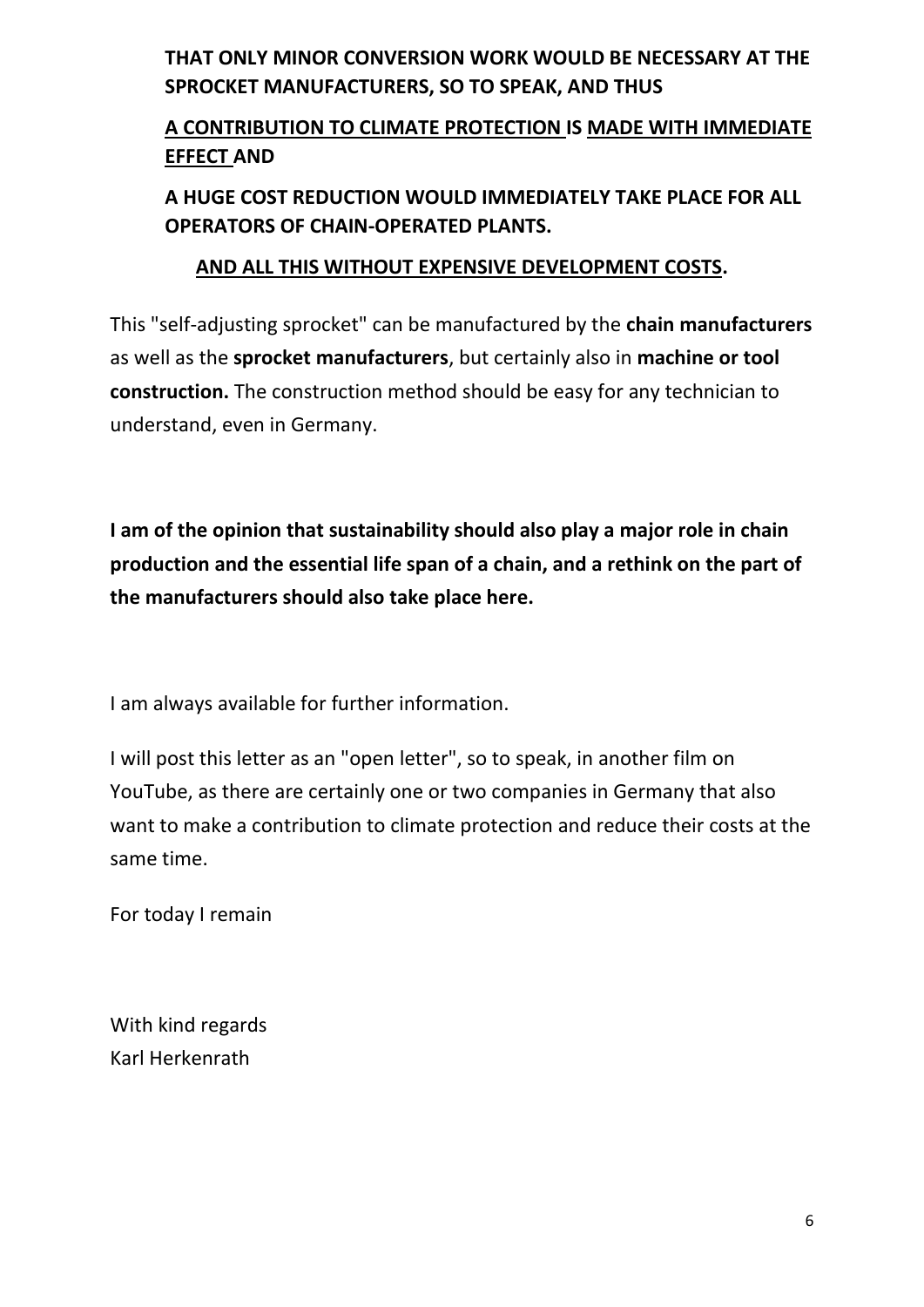**THAT ONLY MINOR CONVERSION WORK WOULD BE NECESSARY AT THE SPROCKET MANUFACTURERS, SO TO SPEAK, AND THUS**

**<u>A CONTRIBUTION TO CLIMATE PROTECTION</u> IS <u>MADE WITH IMMEDIATE EFFECT</u> AND**

**A HUGE COST REDUCTION WOULD IMMEDIATELY TAKE PLACE FOR ALL OPERATORS OF CHAIN-OPERATED PLANTS.**

**<u>AND ALL THIS WITHOUT EXPENSIVE DEVELOPMENT COSTS</u>.**

This "self-adjusting sprocket" can be manufactured by the **chain manufacturers** as well as the **sprocket manufacturers**, but certainly also in **machine or tool construction.** The construction method should be easy for any technician to understand, even in Germany.

**I am of the opinion that sustainability should also play a major role in chain production and the essential life span of a chain, and a rethink on the part of the manufacturers should also take place here.**

I am always available for further information.

I will post this letter as an "open letter", so to speak, in another film on YouTube, as there are certainly one or two companies in Germany that also want to make a contribution to climate protection and reduce their costs at the same time.

For today I remain

With kind regards
Karl Herkenrath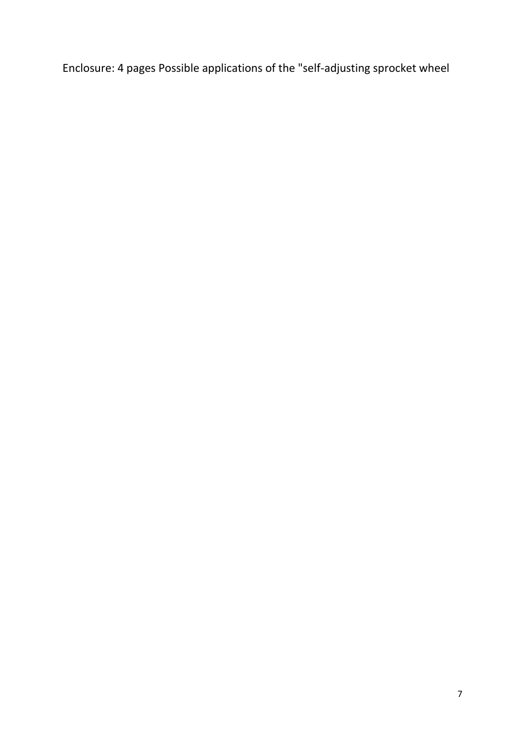Enclosure: 4 pages Possible applications of the "self-adjusting sprocket wheel